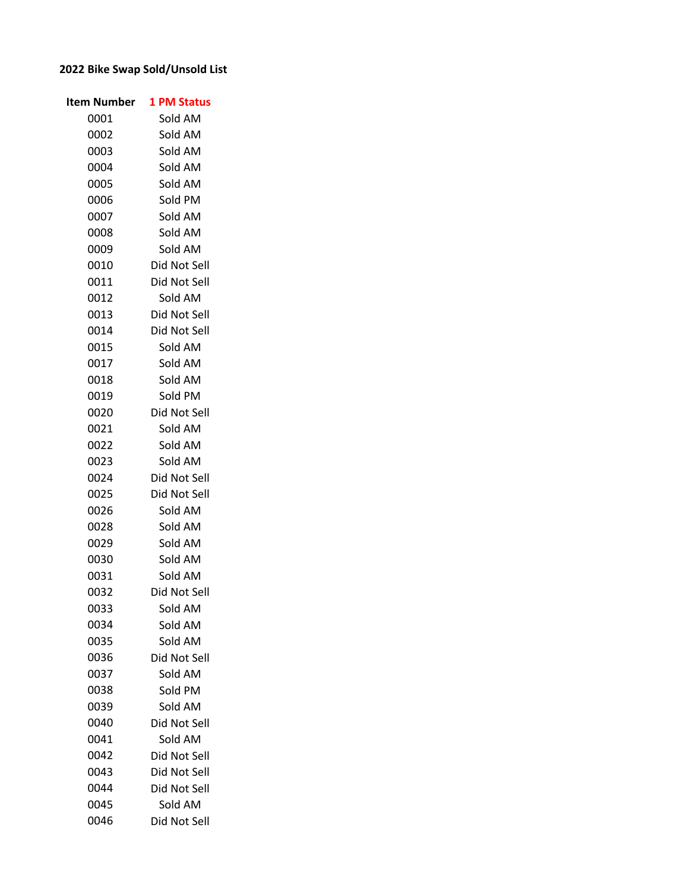**2022 Bike Swap Sold/Unsold List**

| Item Number | 1 PM Status |
| --- | --- |
| 0001 | Sold AM |
| 0002 | Sold AM |
| 0003 | Sold AM |
| 0004 | Sold AM |
| 0005 | Sold AM |
| 0006 | Sold PM |
| 0007 | Sold AM |
| 0008 | Sold AM |
| 0009 | Sold AM |
| 0010 | Did Not Sell |
| 0011 | Did Not Sell |
| 0012 | Sold AM |
| 0013 | Did Not Sell |
| 0014 | Did Not Sell |
| 0015 | Sold AM |
| 0017 | Sold AM |
| 0018 | Sold AM |
| 0019 | Sold PM |
| 0020 | Did Not Sell |
| 0021 | Sold AM |
| 0022 | Sold AM |
| 0023 | Sold AM |
| 0024 | Did Not Sell |
| 0025 | Did Not Sell |
| 0026 | Sold AM |
| 0028 | Sold AM |
| 0029 | Sold AM |
| 0030 | Sold AM |
| 0031 | Sold AM |
| 0032 | Did Not Sell |
| 0033 | Sold AM |
| 0034 | Sold AM |
| 0035 | Sold AM |
| 0036 | Did Not Sell |
| 0037 | Sold AM |
| 0038 | Sold PM |
| 0039 | Sold AM |
| 0040 | Did Not Sell |
| 0041 | Sold AM |
| 0042 | Did Not Sell |
| 0043 | Did Not Sell |
| 0044 | Did Not Sell |
| 0045 | Sold AM |
| 0046 | Did Not Sell |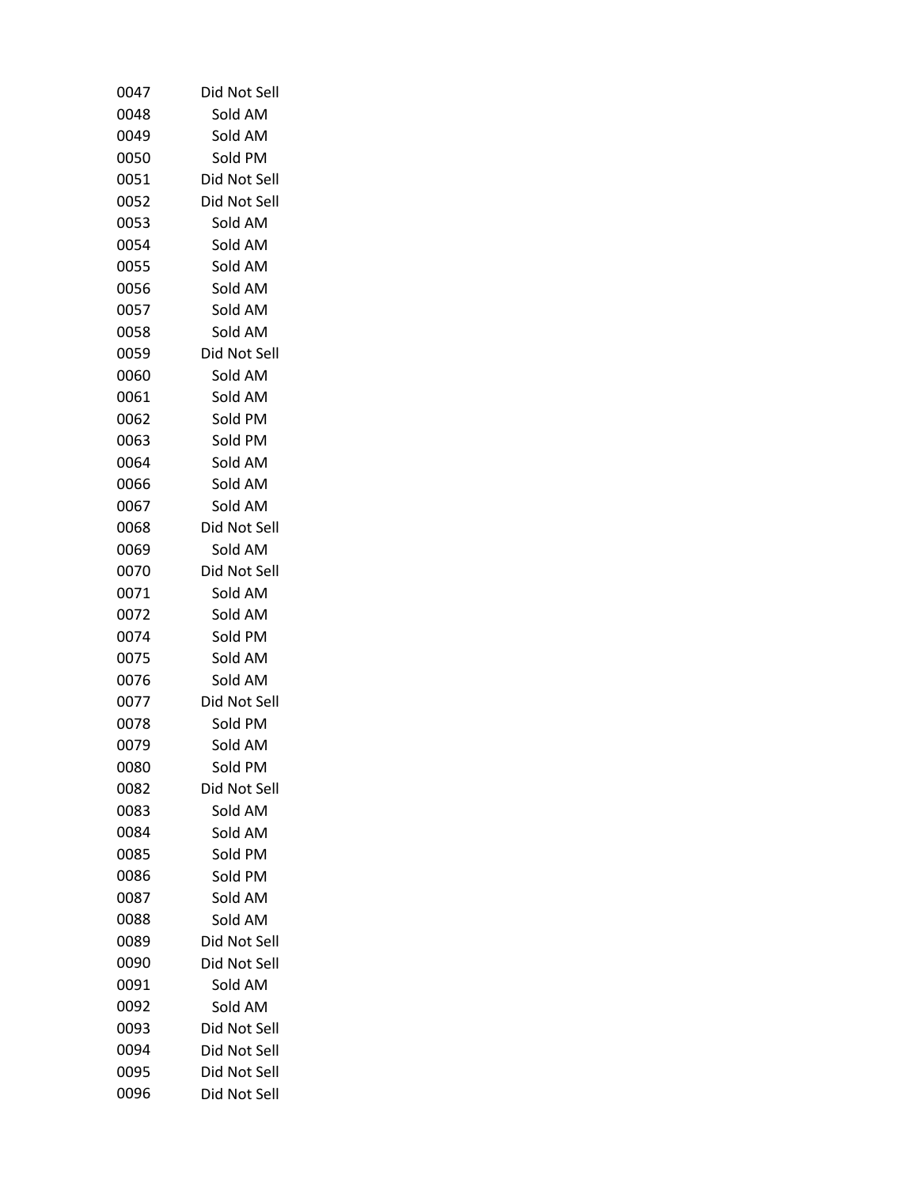| | |
|---|---|
| 0047 | Did Not Sell |
| 0048 | Sold AM |
| 0049 | Sold AM |
| 0050 | Sold PM |
| 0051 | Did Not Sell |
| 0052 | Did Not Sell |
| 0053 | Sold AM |
| 0054 | Sold AM |
| 0055 | Sold AM |
| 0056 | Sold AM |
| 0057 | Sold AM |
| 0058 | Sold AM |
| 0059 | Did Not Sell |
| 0060 | Sold AM |
| 0061 | Sold AM |
| 0062 | Sold PM |
| 0063 | Sold PM |
| 0064 | Sold AM |
| 0066 | Sold AM |
| 0067 | Sold AM |
| 0068 | Did Not Sell |
| 0069 | Sold AM |
| 0070 | Did Not Sell |
| 0071 | Sold AM |
| 0072 | Sold AM |
| 0074 | Sold PM |
| 0075 | Sold AM |
| 0076 | Sold AM |
| 0077 | Did Not Sell |
| 0078 | Sold PM |
| 0079 | Sold AM |
| 0080 | Sold PM |
| 0082 | Did Not Sell |
| 0083 | Sold AM |
| 0084 | Sold AM |
| 0085 | Sold PM |
| 0086 | Sold PM |
| 0087 | Sold AM |
| 0088 | Sold AM |
| 0089 | Did Not Sell |
| 0090 | Did Not Sell |
| 0091 | Sold AM |
| 0092 | Sold AM |
| 0093 | Did Not Sell |
| 0094 | Did Not Sell |
| 0095 | Did Not Sell |
| 0096 | Did Not Sell |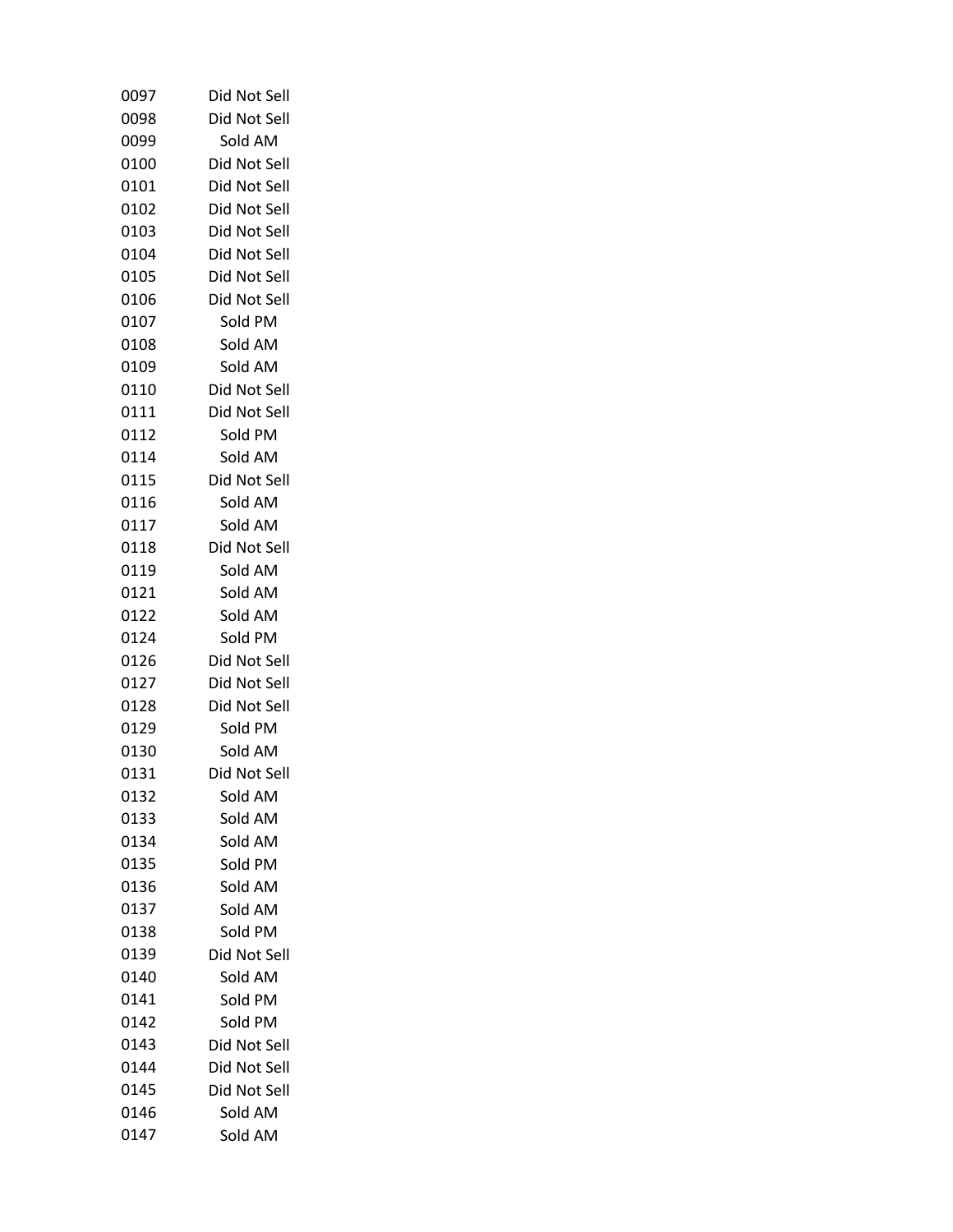| | |
|---|---|
| 0097 | Did Not Sell |
| 0098 | Did Not Sell |
| 0099 | Sold AM |
| 0100 | Did Not Sell |
| 0101 | Did Not Sell |
| 0102 | Did Not Sell |
| 0103 | Did Not Sell |
| 0104 | Did Not Sell |
| 0105 | Did Not Sell |
| 0106 | Did Not Sell |
| 0107 | Sold PM |
| 0108 | Sold AM |
| 0109 | Sold AM |
| 0110 | Did Not Sell |
| 0111 | Did Not Sell |
| 0112 | Sold PM |
| 0114 | Sold AM |
| 0115 | Did Not Sell |
| 0116 | Sold AM |
| 0117 | Sold AM |
| 0118 | Did Not Sell |
| 0119 | Sold AM |
| 0121 | Sold AM |
| 0122 | Sold AM |
| 0124 | Sold PM |
| 0126 | Did Not Sell |
| 0127 | Did Not Sell |
| 0128 | Did Not Sell |
| 0129 | Sold PM |
| 0130 | Sold AM |
| 0131 | Did Not Sell |
| 0132 | Sold AM |
| 0133 | Sold AM |
| 0134 | Sold AM |
| 0135 | Sold PM |
| 0136 | Sold AM |
| 0137 | Sold AM |
| 0138 | Sold PM |
| 0139 | Did Not Sell |
| 0140 | Sold AM |
| 0141 | Sold PM |
| 0142 | Sold PM |
| 0143 | Did Not Sell |
| 0144 | Did Not Sell |
| 0145 | Did Not Sell |
| 0146 | Sold AM |
| 0147 | Sold AM |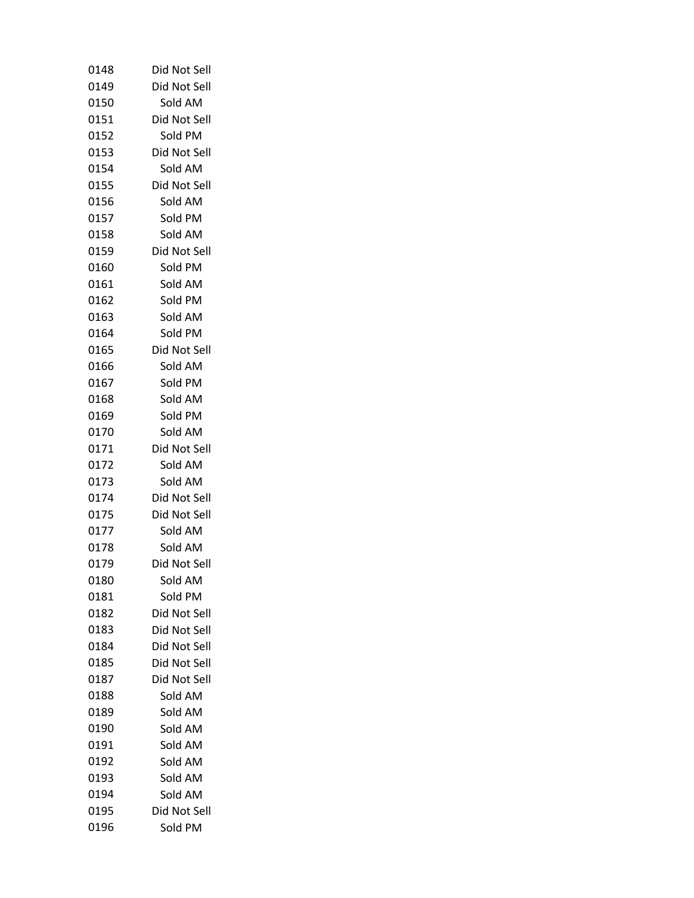| | |
|---|---|
| 0148 | Did Not Sell |
| 0149 | Did Not Sell |
| 0150 | Sold AM |
| 0151 | Did Not Sell |
| 0152 | Sold PM |
| 0153 | Did Not Sell |
| 0154 | Sold AM |
| 0155 | Did Not Sell |
| 0156 | Sold AM |
| 0157 | Sold PM |
| 0158 | Sold AM |
| 0159 | Did Not Sell |
| 0160 | Sold PM |
| 0161 | Sold AM |
| 0162 | Sold PM |
| 0163 | Sold AM |
| 0164 | Sold PM |
| 0165 | Did Not Sell |
| 0166 | Sold AM |
| 0167 | Sold PM |
| 0168 | Sold AM |
| 0169 | Sold PM |
| 0170 | Sold AM |
| 0171 | Did Not Sell |
| 0172 | Sold AM |
| 0173 | Sold AM |
| 0174 | Did Not Sell |
| 0175 | Did Not Sell |
| 0177 | Sold AM |
| 0178 | Sold AM |
| 0179 | Did Not Sell |
| 0180 | Sold AM |
| 0181 | Sold PM |
| 0182 | Did Not Sell |
| 0183 | Did Not Sell |
| 0184 | Did Not Sell |
| 0185 | Did Not Sell |
| 0187 | Did Not Sell |
| 0188 | Sold AM |
| 0189 | Sold AM |
| 0190 | Sold AM |
| 0191 | Sold AM |
| 0192 | Sold AM |
| 0193 | Sold AM |
| 0194 | Sold AM |
| 0195 | Did Not Sell |
| 0196 | Sold PM |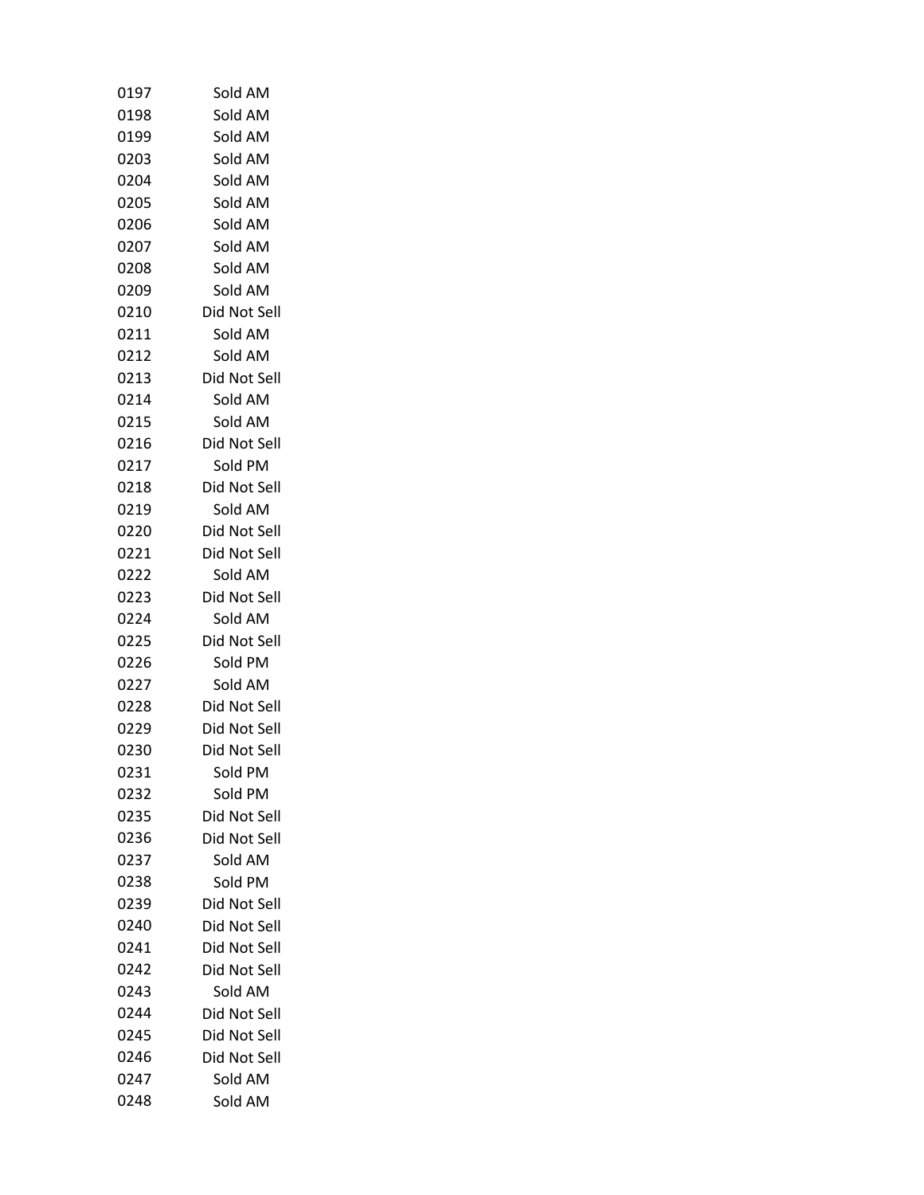| | |
|---|---|
| 0197 | Sold AM |
| 0198 | Sold AM |
| 0199 | Sold AM |
| 0203 | Sold AM |
| 0204 | Sold AM |
| 0205 | Sold AM |
| 0206 | Sold AM |
| 0207 | Sold AM |
| 0208 | Sold AM |
| 0209 | Sold AM |
| 0210 | Did Not Sell |
| 0211 | Sold AM |
| 0212 | Sold AM |
| 0213 | Did Not Sell |
| 0214 | Sold AM |
| 0215 | Sold AM |
| 0216 | Did Not Sell |
| 0217 | Sold PM |
| 0218 | Did Not Sell |
| 0219 | Sold AM |
| 0220 | Did Not Sell |
| 0221 | Did Not Sell |
| 0222 | Sold AM |
| 0223 | Did Not Sell |
| 0224 | Sold AM |
| 0225 | Did Not Sell |
| 0226 | Sold PM |
| 0227 | Sold AM |
| 0228 | Did Not Sell |
| 0229 | Did Not Sell |
| 0230 | Did Not Sell |
| 0231 | Sold PM |
| 0232 | Sold PM |
| 0235 | Did Not Sell |
| 0236 | Did Not Sell |
| 0237 | Sold AM |
| 0238 | Sold PM |
| 0239 | Did Not Sell |
| 0240 | Did Not Sell |
| 0241 | Did Not Sell |
| 0242 | Did Not Sell |
| 0243 | Sold AM |
| 0244 | Did Not Sell |
| 0245 | Did Not Sell |
| 0246 | Did Not Sell |
| 0247 | Sold AM |
| 0248 | Sold AM |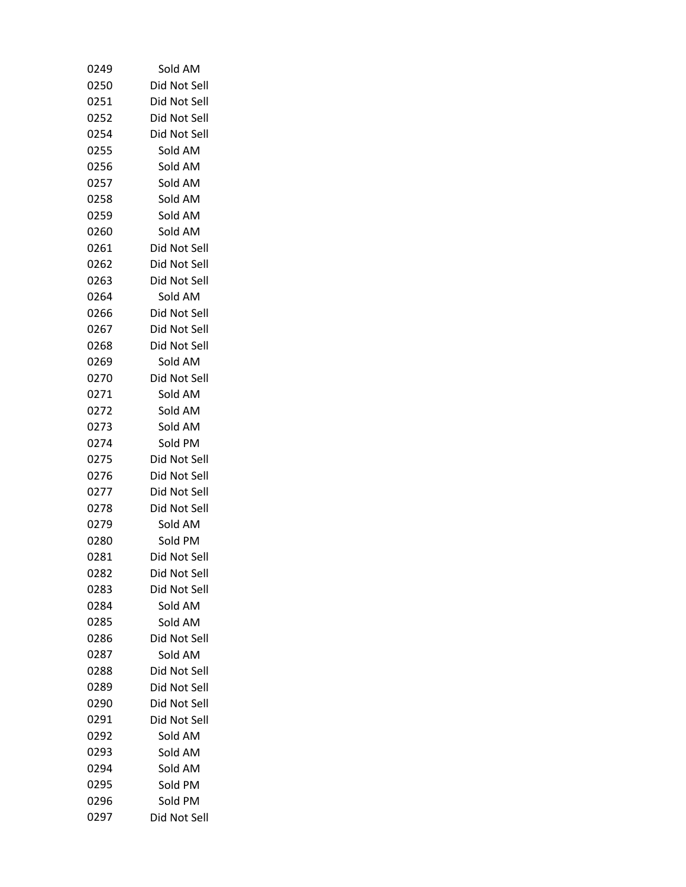| | |
|---|---|
| 0249 | Sold AM |
| 0250 | Did Not Sell |
| 0251 | Did Not Sell |
| 0252 | Did Not Sell |
| 0254 | Did Not Sell |
| 0255 | Sold AM |
| 0256 | Sold AM |
| 0257 | Sold AM |
| 0258 | Sold AM |
| 0259 | Sold AM |
| 0260 | Sold AM |
| 0261 | Did Not Sell |
| 0262 | Did Not Sell |
| 0263 | Did Not Sell |
| 0264 | Sold AM |
| 0266 | Did Not Sell |
| 0267 | Did Not Sell |
| 0268 | Did Not Sell |
| 0269 | Sold AM |
| 0270 | Did Not Sell |
| 0271 | Sold AM |
| 0272 | Sold AM |
| 0273 | Sold AM |
| 0274 | Sold PM |
| 0275 | Did Not Sell |
| 0276 | Did Not Sell |
| 0277 | Did Not Sell |
| 0278 | Did Not Sell |
| 0279 | Sold AM |
| 0280 | Sold PM |
| 0281 | Did Not Sell |
| 0282 | Did Not Sell |
| 0283 | Did Not Sell |
| 0284 | Sold AM |
| 0285 | Sold AM |
| 0286 | Did Not Sell |
| 0287 | Sold AM |
| 0288 | Did Not Sell |
| 0289 | Did Not Sell |
| 0290 | Did Not Sell |
| 0291 | Did Not Sell |
| 0292 | Sold AM |
| 0293 | Sold AM |
| 0294 | Sold AM |
| 0295 | Sold PM |
| 0296 | Sold PM |
| 0297 | Did Not Sell |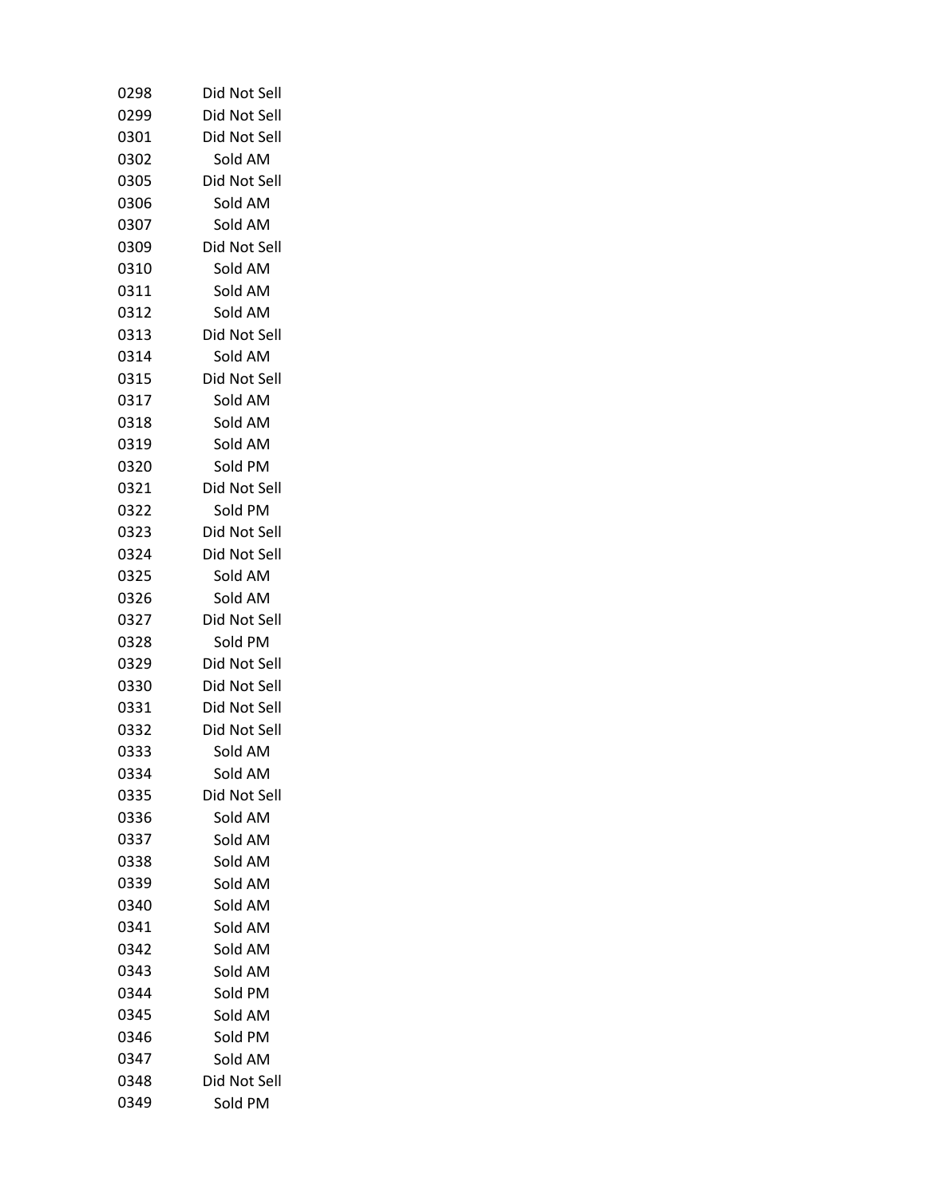| | |
|---|---|
| 0298 | Did Not Sell |
| 0299 | Did Not Sell |
| 0301 | Did Not Sell |
| 0302 | Sold AM |
| 0305 | Did Not Sell |
| 0306 | Sold AM |
| 0307 | Sold AM |
| 0309 | Did Not Sell |
| 0310 | Sold AM |
| 0311 | Sold AM |
| 0312 | Sold AM |
| 0313 | Did Not Sell |
| 0314 | Sold AM |
| 0315 | Did Not Sell |
| 0317 | Sold AM |
| 0318 | Sold AM |
| 0319 | Sold AM |
| 0320 | Sold PM |
| 0321 | Did Not Sell |
| 0322 | Sold PM |
| 0323 | Did Not Sell |
| 0324 | Did Not Sell |
| 0325 | Sold AM |
| 0326 | Sold AM |
| 0327 | Did Not Sell |
| 0328 | Sold PM |
| 0329 | Did Not Sell |
| 0330 | Did Not Sell |
| 0331 | Did Not Sell |
| 0332 | Did Not Sell |
| 0333 | Sold AM |
| 0334 | Sold AM |
| 0335 | Did Not Sell |
| 0336 | Sold AM |
| 0337 | Sold AM |
| 0338 | Sold AM |
| 0339 | Sold AM |
| 0340 | Sold AM |
| 0341 | Sold AM |
| 0342 | Sold AM |
| 0343 | Sold AM |
| 0344 | Sold PM |
| 0345 | Sold AM |
| 0346 | Sold PM |
| 0347 | Sold AM |
| 0348 | Did Not Sell |
| 0349 | Sold PM |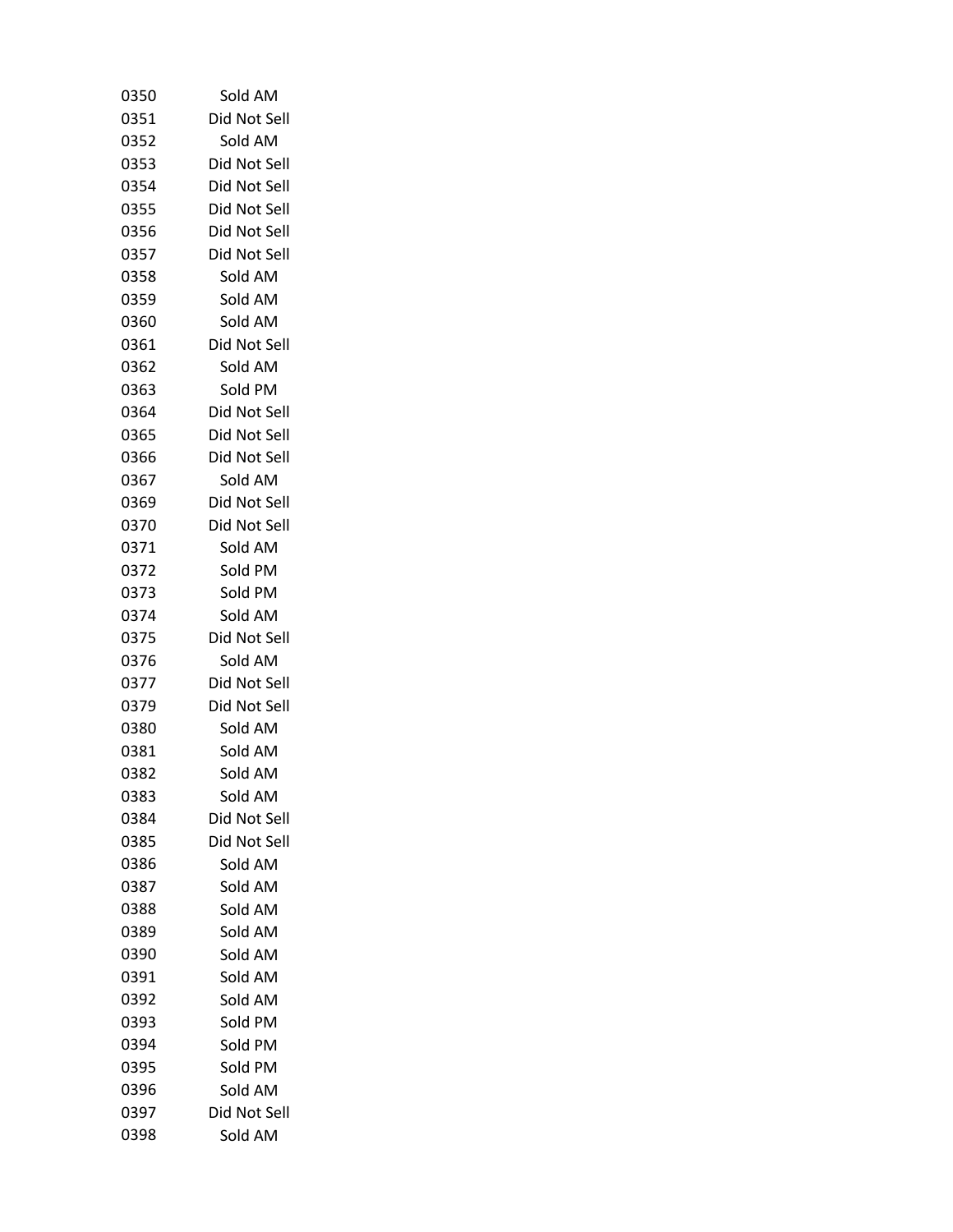| | |
|---|---|
| 0350 | Sold AM |
| 0351 | Did Not Sell |
| 0352 | Sold AM |
| 0353 | Did Not Sell |
| 0354 | Did Not Sell |
| 0355 | Did Not Sell |
| 0356 | Did Not Sell |
| 0357 | Did Not Sell |
| 0358 | Sold AM |
| 0359 | Sold AM |
| 0360 | Sold AM |
| 0361 | Did Not Sell |
| 0362 | Sold AM |
| 0363 | Sold PM |
| 0364 | Did Not Sell |
| 0365 | Did Not Sell |
| 0366 | Did Not Sell |
| 0367 | Sold AM |
| 0369 | Did Not Sell |
| 0370 | Did Not Sell |
| 0371 | Sold AM |
| 0372 | Sold PM |
| 0373 | Sold PM |
| 0374 | Sold AM |
| 0375 | Did Not Sell |
| 0376 | Sold AM |
| 0377 | Did Not Sell |
| 0379 | Did Not Sell |
| 0380 | Sold AM |
| 0381 | Sold AM |
| 0382 | Sold AM |
| 0383 | Sold AM |
| 0384 | Did Not Sell |
| 0385 | Did Not Sell |
| 0386 | Sold AM |
| 0387 | Sold AM |
| 0388 | Sold AM |
| 0389 | Sold AM |
| 0390 | Sold AM |
| 0391 | Sold AM |
| 0392 | Sold AM |
| 0393 | Sold PM |
| 0394 | Sold PM |
| 0395 | Sold PM |
| 0396 | Sold AM |
| 0397 | Did Not Sell |
| 0398 | Sold AM |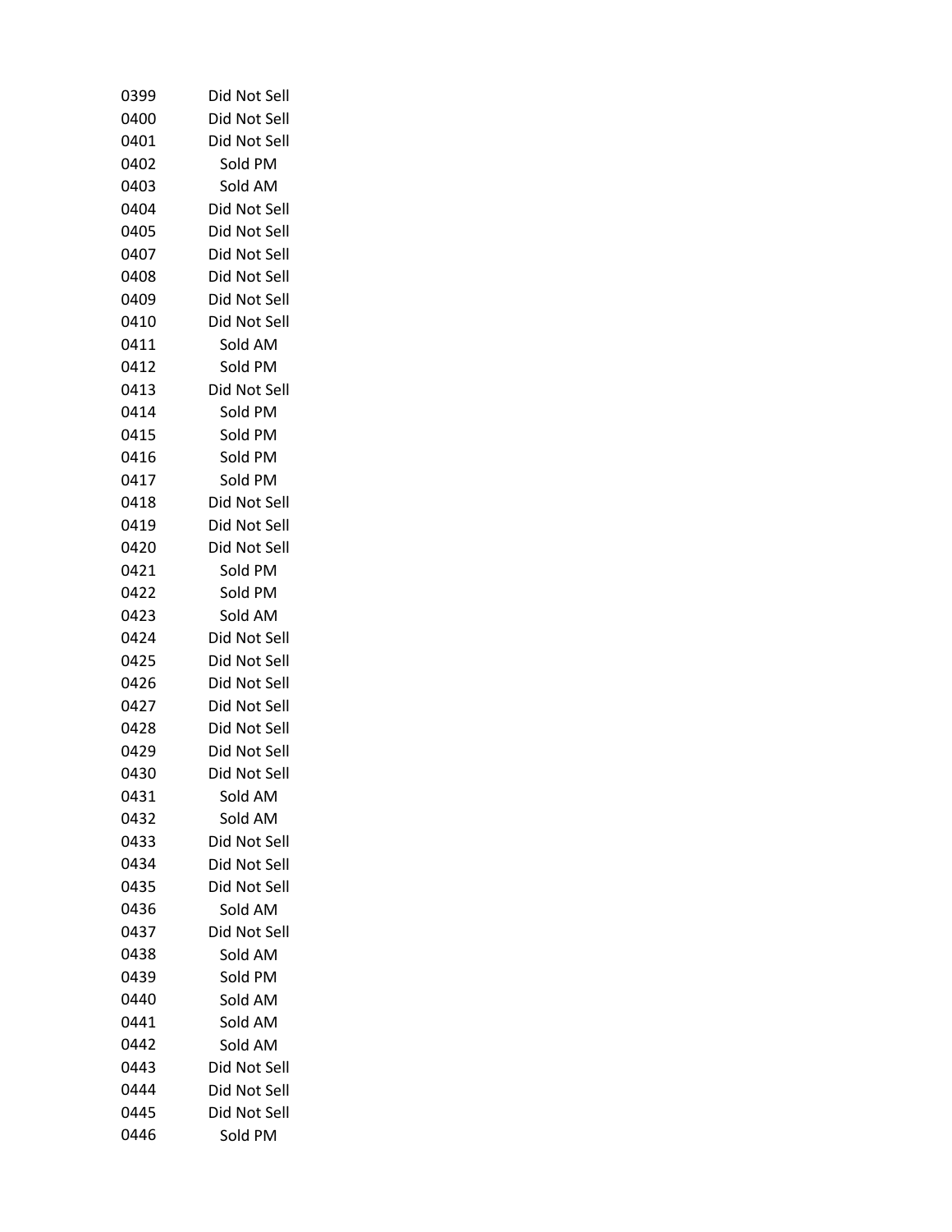| | |
|---|---|
| 0399 | Did Not Sell |
| 0400 | Did Not Sell |
| 0401 | Did Not Sell |
| 0402 | Sold PM |
| 0403 | Sold AM |
| 0404 | Did Not Sell |
| 0405 | Did Not Sell |
| 0407 | Did Not Sell |
| 0408 | Did Not Sell |
| 0409 | Did Not Sell |
| 0410 | Did Not Sell |
| 0411 | Sold AM |
| 0412 | Sold PM |
| 0413 | Did Not Sell |
| 0414 | Sold PM |
| 0415 | Sold PM |
| 0416 | Sold PM |
| 0417 | Sold PM |
| 0418 | Did Not Sell |
| 0419 | Did Not Sell |
| 0420 | Did Not Sell |
| 0421 | Sold PM |
| 0422 | Sold PM |
| 0423 | Sold AM |
| 0424 | Did Not Sell |
| 0425 | Did Not Sell |
| 0426 | Did Not Sell |
| 0427 | Did Not Sell |
| 0428 | Did Not Sell |
| 0429 | Did Not Sell |
| 0430 | Did Not Sell |
| 0431 | Sold AM |
| 0432 | Sold AM |
| 0433 | Did Not Sell |
| 0434 | Did Not Sell |
| 0435 | Did Not Sell |
| 0436 | Sold AM |
| 0437 | Did Not Sell |
| 0438 | Sold AM |
| 0439 | Sold PM |
| 0440 | Sold AM |
| 0441 | Sold AM |
| 0442 | Sold AM |
| 0443 | Did Not Sell |
| 0444 | Did Not Sell |
| 0445 | Did Not Sell |
| 0446 | Sold PM |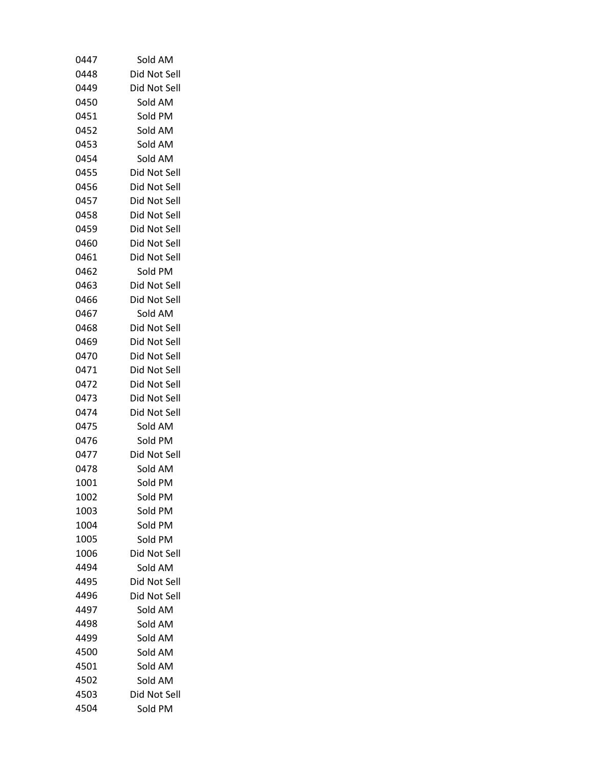| | |
|---|---|
| 0447 | Sold AM |
| 0448 | Did Not Sell |
| 0449 | Did Not Sell |
| 0450 | Sold AM |
| 0451 | Sold PM |
| 0452 | Sold AM |
| 0453 | Sold AM |
| 0454 | Sold AM |
| 0455 | Did Not Sell |
| 0456 | Did Not Sell |
| 0457 | Did Not Sell |
| 0458 | Did Not Sell |
| 0459 | Did Not Sell |
| 0460 | Did Not Sell |
| 0461 | Did Not Sell |
| 0462 | Sold PM |
| 0463 | Did Not Sell |
| 0466 | Did Not Sell |
| 0467 | Sold AM |
| 0468 | Did Not Sell |
| 0469 | Did Not Sell |
| 0470 | Did Not Sell |
| 0471 | Did Not Sell |
| 0472 | Did Not Sell |
| 0473 | Did Not Sell |
| 0474 | Did Not Sell |
| 0475 | Sold AM |
| 0476 | Sold PM |
| 0477 | Did Not Sell |
| 0478 | Sold AM |
| 1001 | Sold PM |
| 1002 | Sold PM |
| 1003 | Sold PM |
| 1004 | Sold PM |
| 1005 | Sold PM |
| 1006 | Did Not Sell |
| 4494 | Sold AM |
| 4495 | Did Not Sell |
| 4496 | Did Not Sell |
| 4497 | Sold AM |
| 4498 | Sold AM |
| 4499 | Sold AM |
| 4500 | Sold AM |
| 4501 | Sold AM |
| 4502 | Sold AM |
| 4503 | Did Not Sell |
| 4504 | Sold PM |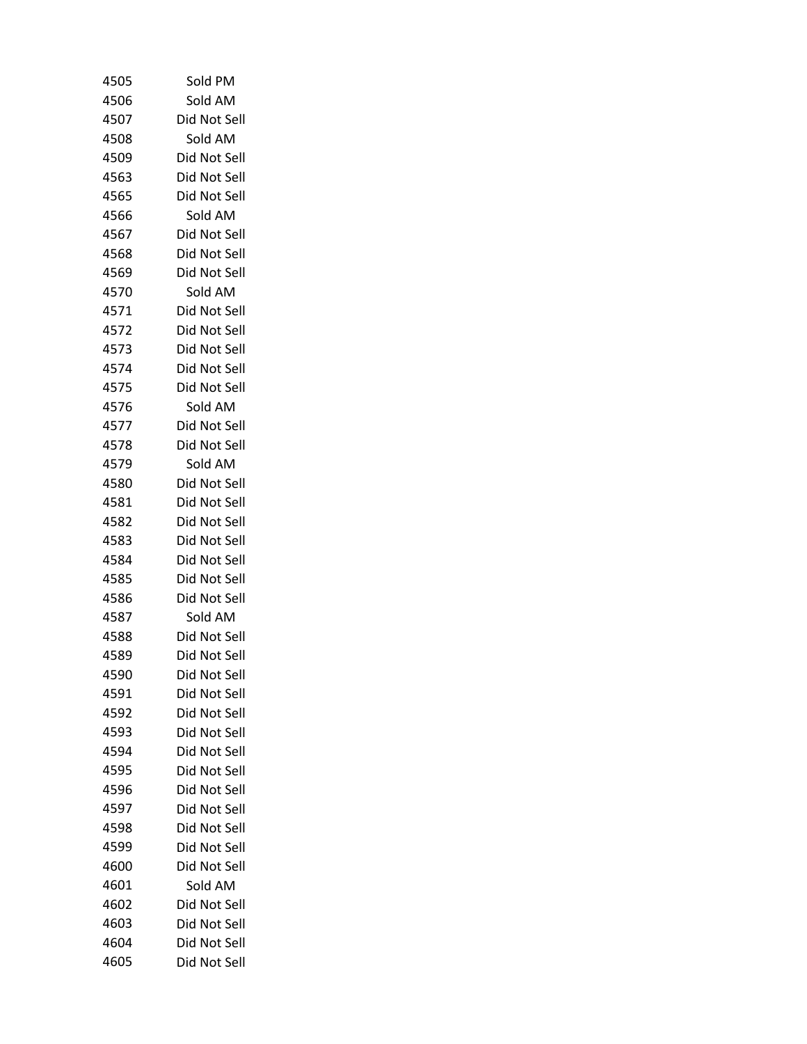| | |
|---|---|
| 4505 | Sold PM |
| 4506 | Sold AM |
| 4507 | Did Not Sell |
| 4508 | Sold AM |
| 4509 | Did Not Sell |
| 4563 | Did Not Sell |
| 4565 | Did Not Sell |
| 4566 | Sold AM |
| 4567 | Did Not Sell |
| 4568 | Did Not Sell |
| 4569 | Did Not Sell |
| 4570 | Sold AM |
| 4571 | Did Not Sell |
| 4572 | Did Not Sell |
| 4573 | Did Not Sell |
| 4574 | Did Not Sell |
| 4575 | Did Not Sell |
| 4576 | Sold AM |
| 4577 | Did Not Sell |
| 4578 | Did Not Sell |
| 4579 | Sold AM |
| 4580 | Did Not Sell |
| 4581 | Did Not Sell |
| 4582 | Did Not Sell |
| 4583 | Did Not Sell |
| 4584 | Did Not Sell |
| 4585 | Did Not Sell |
| 4586 | Did Not Sell |
| 4587 | Sold AM |
| 4588 | Did Not Sell |
| 4589 | Did Not Sell |
| 4590 | Did Not Sell |
| 4591 | Did Not Sell |
| 4592 | Did Not Sell |
| 4593 | Did Not Sell |
| 4594 | Did Not Sell |
| 4595 | Did Not Sell |
| 4596 | Did Not Sell |
| 4597 | Did Not Sell |
| 4598 | Did Not Sell |
| 4599 | Did Not Sell |
| 4600 | Did Not Sell |
| 4601 | Sold AM |
| 4602 | Did Not Sell |
| 4603 | Did Not Sell |
| 4604 | Did Not Sell |
| 4605 | Did Not Sell |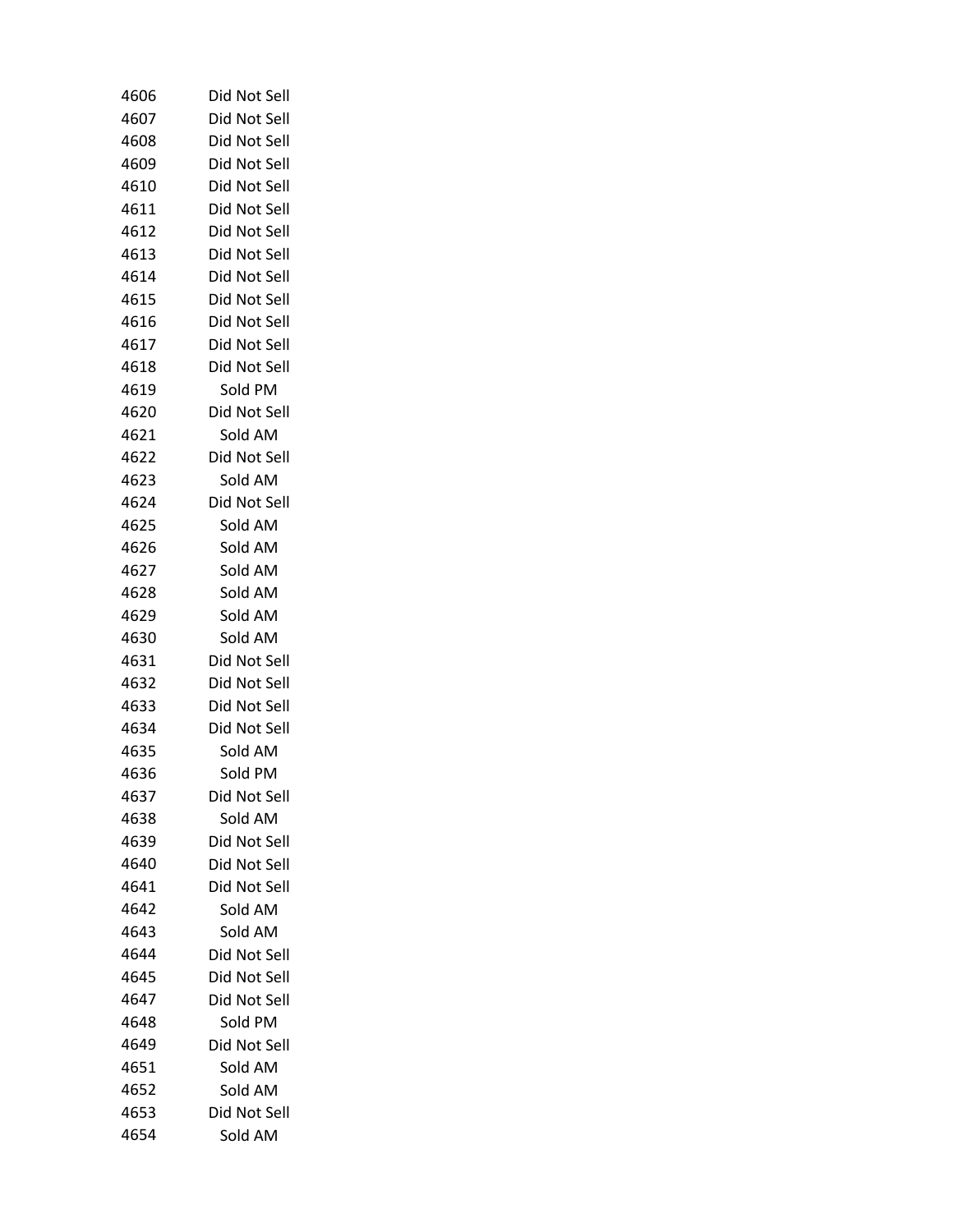| | |
|---|---|
| 4606 | Did Not Sell |
| 4607 | Did Not Sell |
| 4608 | Did Not Sell |
| 4609 | Did Not Sell |
| 4610 | Did Not Sell |
| 4611 | Did Not Sell |
| 4612 | Did Not Sell |
| 4613 | Did Not Sell |
| 4614 | Did Not Sell |
| 4615 | Did Not Sell |
| 4616 | Did Not Sell |
| 4617 | Did Not Sell |
| 4618 | Did Not Sell |
| 4619 | Sold PM |
| 4620 | Did Not Sell |
| 4621 | Sold AM |
| 4622 | Did Not Sell |
| 4623 | Sold AM |
| 4624 | Did Not Sell |
| 4625 | Sold AM |
| 4626 | Sold AM |
| 4627 | Sold AM |
| 4628 | Sold AM |
| 4629 | Sold AM |
| 4630 | Sold AM |
| 4631 | Did Not Sell |
| 4632 | Did Not Sell |
| 4633 | Did Not Sell |
| 4634 | Did Not Sell |
| 4635 | Sold AM |
| 4636 | Sold PM |
| 4637 | Did Not Sell |
| 4638 | Sold AM |
| 4639 | Did Not Sell |
| 4640 | Did Not Sell |
| 4641 | Did Not Sell |
| 4642 | Sold AM |
| 4643 | Sold AM |
| 4644 | Did Not Sell |
| 4645 | Did Not Sell |
| 4647 | Did Not Sell |
| 4648 | Sold PM |
| 4649 | Did Not Sell |
| 4651 | Sold AM |
| 4652 | Sold AM |
| 4653 | Did Not Sell |
| 4654 | Sold AM |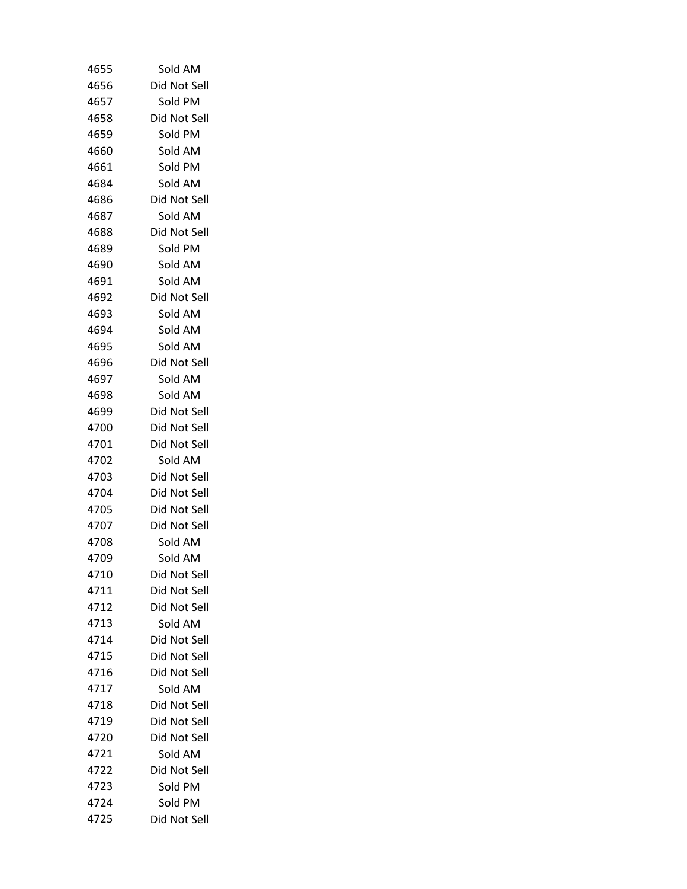| | |
|---|---|
| 4655 | Sold AM |
| 4656 | Did Not Sell |
| 4657 | Sold PM |
| 4658 | Did Not Sell |
| 4659 | Sold PM |
| 4660 | Sold AM |
| 4661 | Sold PM |
| 4684 | Sold AM |
| 4686 | Did Not Sell |
| 4687 | Sold AM |
| 4688 | Did Not Sell |
| 4689 | Sold PM |
| 4690 | Sold AM |
| 4691 | Sold AM |
| 4692 | Did Not Sell |
| 4693 | Sold AM |
| 4694 | Sold AM |
| 4695 | Sold AM |
| 4696 | Did Not Sell |
| 4697 | Sold AM |
| 4698 | Sold AM |
| 4699 | Did Not Sell |
| 4700 | Did Not Sell |
| 4701 | Did Not Sell |
| 4702 | Sold AM |
| 4703 | Did Not Sell |
| 4704 | Did Not Sell |
| 4705 | Did Not Sell |
| 4707 | Did Not Sell |
| 4708 | Sold AM |
| 4709 | Sold AM |
| 4710 | Did Not Sell |
| 4711 | Did Not Sell |
| 4712 | Did Not Sell |
| 4713 | Sold AM |
| 4714 | Did Not Sell |
| 4715 | Did Not Sell |
| 4716 | Did Not Sell |
| 4717 | Sold AM |
| 4718 | Did Not Sell |
| 4719 | Did Not Sell |
| 4720 | Did Not Sell |
| 4721 | Sold AM |
| 4722 | Did Not Sell |
| 4723 | Sold PM |
| 4724 | Sold PM |
| 4725 | Did Not Sell |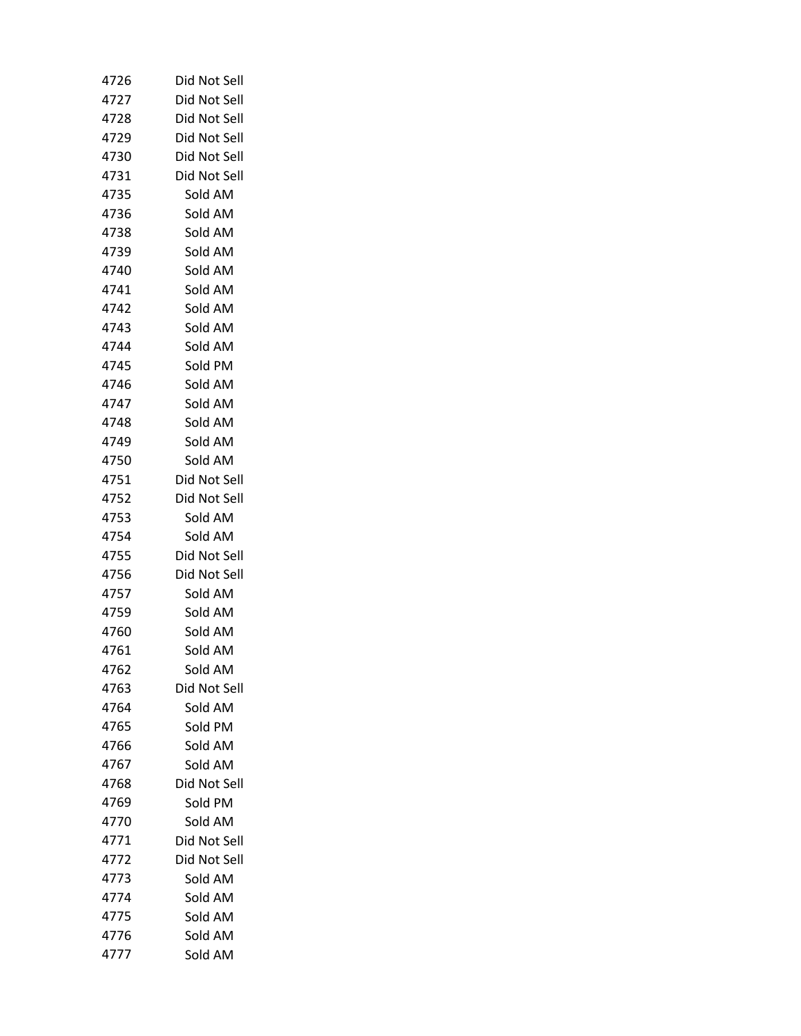| | |
|---|---|
| 4726 | Did Not Sell |
| 4727 | Did Not Sell |
| 4728 | Did Not Sell |
| 4729 | Did Not Sell |
| 4730 | Did Not Sell |
| 4731 | Did Not Sell |
| 4735 | Sold AM |
| 4736 | Sold AM |
| 4738 | Sold AM |
| 4739 | Sold AM |
| 4740 | Sold AM |
| 4741 | Sold AM |
| 4742 | Sold AM |
| 4743 | Sold AM |
| 4744 | Sold AM |
| 4745 | Sold PM |
| 4746 | Sold AM |
| 4747 | Sold AM |
| 4748 | Sold AM |
| 4749 | Sold AM |
| 4750 | Sold AM |
| 4751 | Did Not Sell |
| 4752 | Did Not Sell |
| 4753 | Sold AM |
| 4754 | Sold AM |
| 4755 | Did Not Sell |
| 4756 | Did Not Sell |
| 4757 | Sold AM |
| 4759 | Sold AM |
| 4760 | Sold AM |
| 4761 | Sold AM |
| 4762 | Sold AM |
| 4763 | Did Not Sell |
| 4764 | Sold AM |
| 4765 | Sold PM |
| 4766 | Sold AM |
| 4767 | Sold AM |
| 4768 | Did Not Sell |
| 4769 | Sold PM |
| 4770 | Sold AM |
| 4771 | Did Not Sell |
| 4772 | Did Not Sell |
| 4773 | Sold AM |
| 4774 | Sold AM |
| 4775 | Sold AM |
| 4776 | Sold AM |
| 4777 | Sold AM |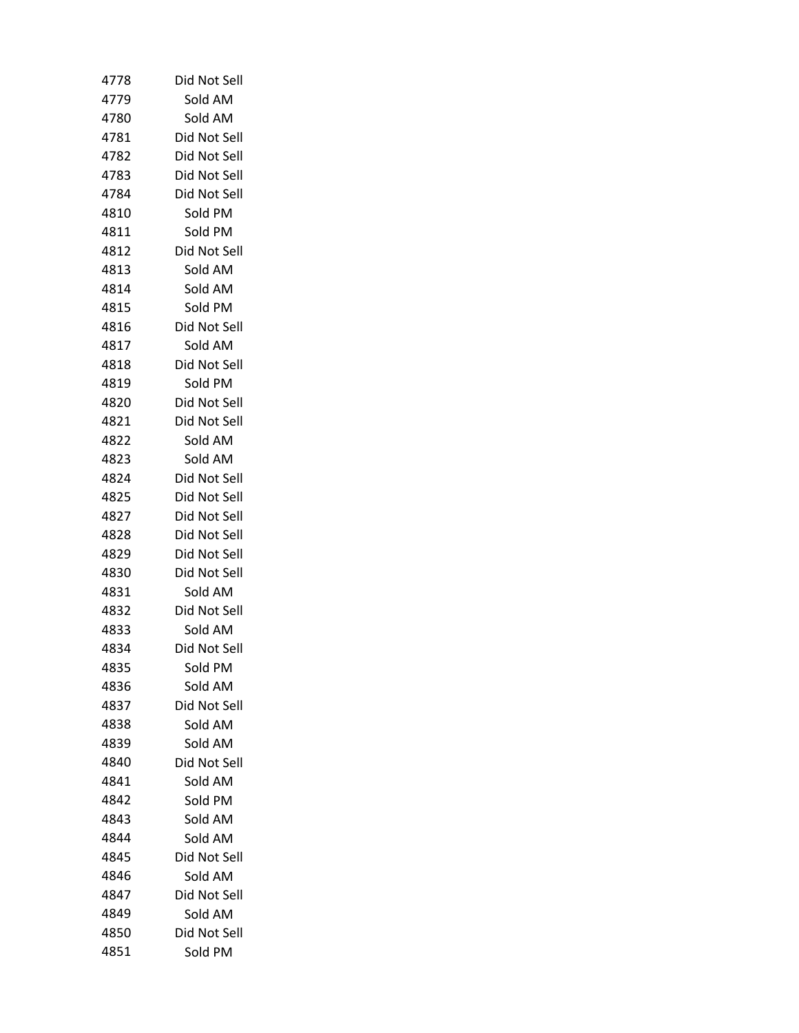| | |
|---|---|
| 4778 | Did Not Sell |
| 4779 | Sold AM |
| 4780 | Sold AM |
| 4781 | Did Not Sell |
| 4782 | Did Not Sell |
| 4783 | Did Not Sell |
| 4784 | Did Not Sell |
| 4810 | Sold PM |
| 4811 | Sold PM |
| 4812 | Did Not Sell |
| 4813 | Sold AM |
| 4814 | Sold AM |
| 4815 | Sold PM |
| 4816 | Did Not Sell |
| 4817 | Sold AM |
| 4818 | Did Not Sell |
| 4819 | Sold PM |
| 4820 | Did Not Sell |
| 4821 | Did Not Sell |
| 4822 | Sold AM |
| 4823 | Sold AM |
| 4824 | Did Not Sell |
| 4825 | Did Not Sell |
| 4827 | Did Not Sell |
| 4828 | Did Not Sell |
| 4829 | Did Not Sell |
| 4830 | Did Not Sell |
| 4831 | Sold AM |
| 4832 | Did Not Sell |
| 4833 | Sold AM |
| 4834 | Did Not Sell |
| 4835 | Sold PM |
| 4836 | Sold AM |
| 4837 | Did Not Sell |
| 4838 | Sold AM |
| 4839 | Sold AM |
| 4840 | Did Not Sell |
| 4841 | Sold AM |
| 4842 | Sold PM |
| 4843 | Sold AM |
| 4844 | Sold AM |
| 4845 | Did Not Sell |
| 4846 | Sold AM |
| 4847 | Did Not Sell |
| 4849 | Sold AM |
| 4850 | Did Not Sell |
| 4851 | Sold PM |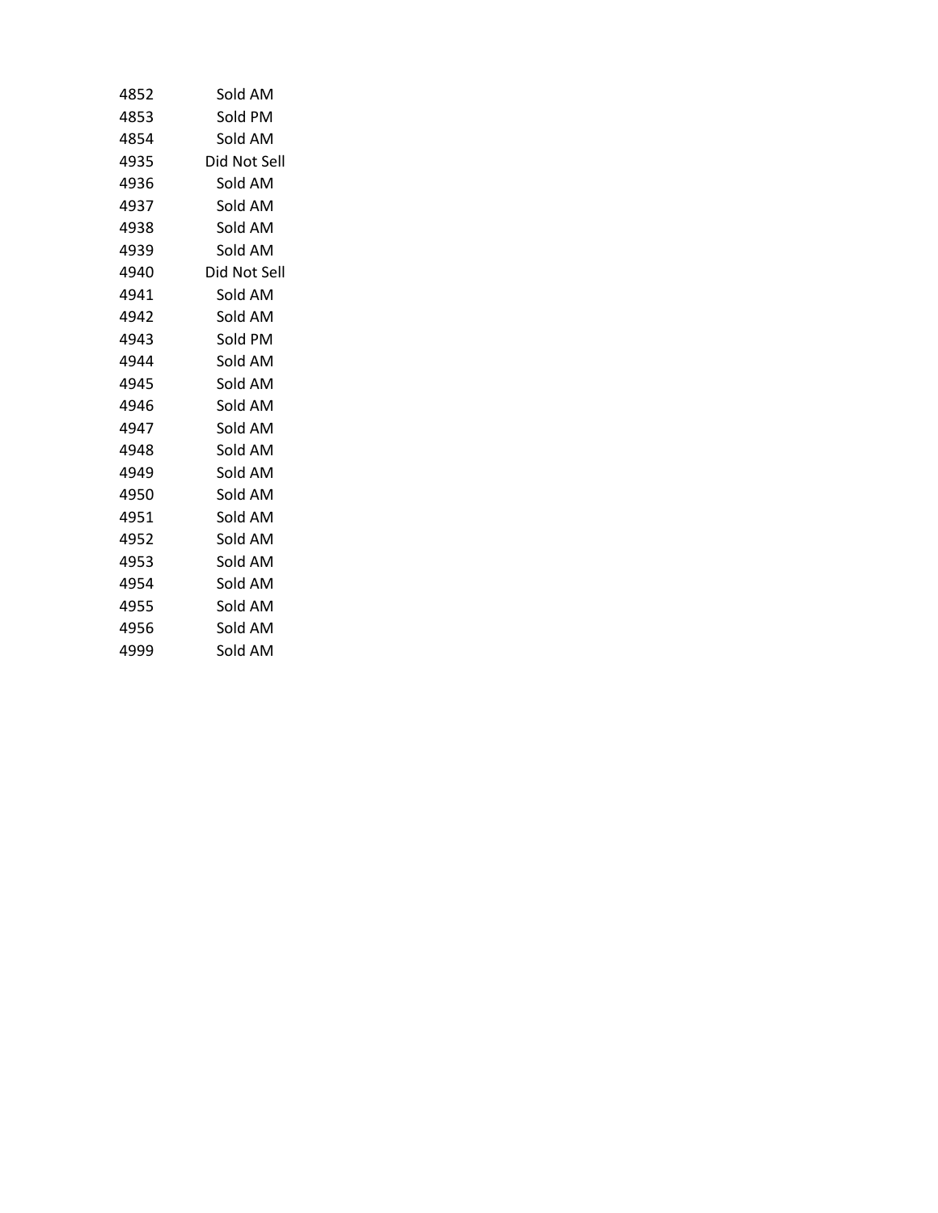| | |
|---|---|
| 4852 | Sold AM |
| 4853 | Sold PM |
| 4854 | Sold AM |
| 4935 | Did Not Sell |
| 4936 | Sold AM |
| 4937 | Sold AM |
| 4938 | Sold AM |
| 4939 | Sold AM |
| 4940 | Did Not Sell |
| 4941 | Sold AM |
| 4942 | Sold AM |
| 4943 | Sold PM |
| 4944 | Sold AM |
| 4945 | Sold AM |
| 4946 | Sold AM |
| 4947 | Sold AM |
| 4948 | Sold AM |
| 4949 | Sold AM |
| 4950 | Sold AM |
| 4951 | Sold AM |
| 4952 | Sold AM |
| 4953 | Sold AM |
| 4954 | Sold AM |
| 4955 | Sold AM |
| 4956 | Sold AM |
| 4999 | Sold AM |